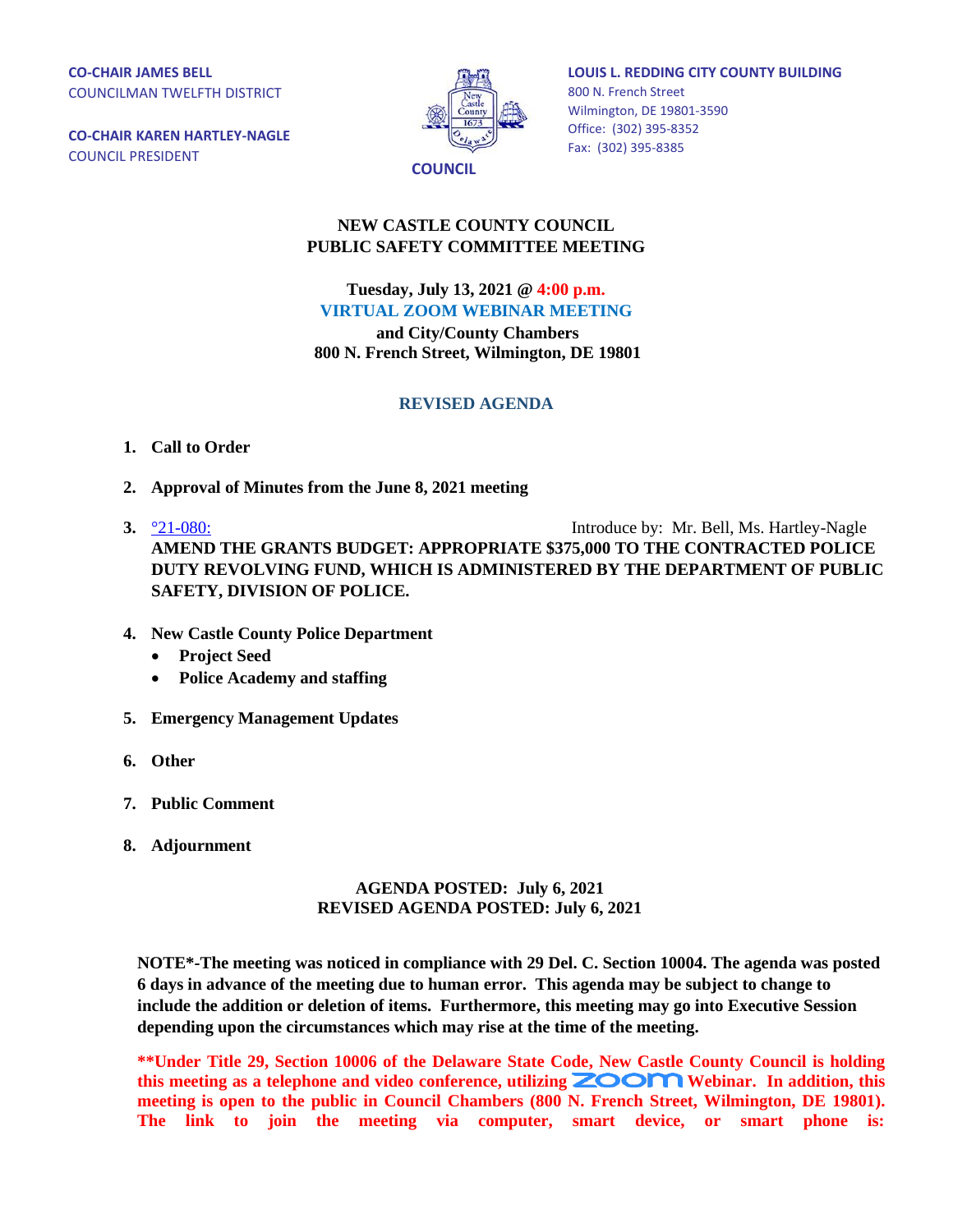**CO-CHAIR JAMES BELL**
COUNCILMAN TWELFTH DISTRICT

**CO-CHAIR KAREN HARTLEY-NAGLE**
COUNCIL PRESIDENT

**COUNCIL**

**LOUIS L. REDDING CITY COUNTY BUILDING**
800 N. French Street
Wilmington, DE 19801-3590
Office: (302) 395-8352
Fax: (302) 395-8385

# NEW CASTLE COUNTY COUNCIL
# PUBLIC SAFETY COMMITTEE MEETING

**Tuesday, July 13, 2021 @ 4:00 p.m.**
**VIRTUAL ZOOM WEBINAR MEETING**
**and City/County Chambers**
**800 N. French Street, Wilmington, DE 19801**

## REVISED AGENDA

1. **Call to Order**

2. **Approval of Minutes from the June 8, 2021 meeting**

3. °21-080: Introduce by: Mr. Bell, Ms. Hartley-Nagle
**AMEND THE GRANTS BUDGET: APPROPRIATE $375,000 TO THE CONTRACTED POLICE DUTY REVOLVING FUND, WHICH IS ADMINISTERED BY THE DEPARTMENT OF PUBLIC SAFETY, DIVISION OF POLICE.**

4. **New Castle County Police Department**
   - **Project Seed**
   - **Police Academy and staffing**

5. **Emergency Management Updates**

6. **Other**

7. **Public Comment**

8. **Adjournment**

**AGENDA POSTED: July 6, 2021**
**REVISED AGENDA POSTED: July 6, 2021**

**NOTE*-The meeting was noticed in compliance with 29 Del. C. Section 10004. The agenda was posted 6 days in advance of the meeting due to human error. This agenda may be subject to change to include the addition or deletion of items. Furthermore, this meeting may go into Executive Session depending upon the circumstances which may rise at the time of the meeting.**

****Under Title 29, Section 10006 of the Delaware State Code, New Castle County Council is holding this meeting as a telephone and video conference, utilizing Zoom Webinar. In addition, this meeting is open to the public in Council Chambers (800 N. French Street, Wilmington, DE 19801). The link to join the meeting via computer, smart device, or smart phone is:**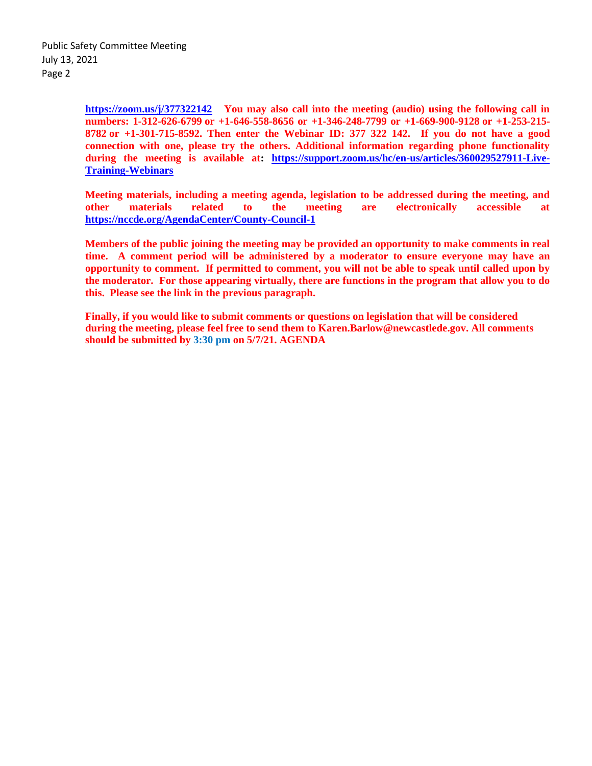**https://zoom.us/j/377322142 You may also call into the meeting (audio) using the following call in numbers: 1-312-626-6799 or +1-646-558-8656 or +1-346-248-7799 or +1-669-900-9128 or +1-253-215-8782 or +1-301-715-8592. Then enter the Webinar ID: 377 322 142. If you do not have a good connection with one, please try the others. Additional information regarding phone functionality during the meeting is available at: https://support.zoom.us/hc/en-us/articles/360029527911-Live-Training-Webinars**

**Meeting materials, including a meeting agenda, legislation to be addressed during the meeting, and other materials related to the meeting are electronically accessible at https://nccde.org/AgendaCenter/County-Council-1**

**Members of the public joining the meeting may be provided an opportunity to make comments in real time. A comment period will be administered by a moderator to ensure everyone may have an opportunity to comment. If permitted to comment, you will not be able to speak until called upon by the moderator. For those appearing virtually, there are functions in the program that allow you to do this. Please see the link in the previous paragraph.**

**Finally, if you would like to submit comments or questions on legislation that will be considered during the meeting, please feel free to send them to Karen.Barlow@newcastlede.gov. All comments should be submitted by 3:30 pm on 5/7/21. AGENDA**